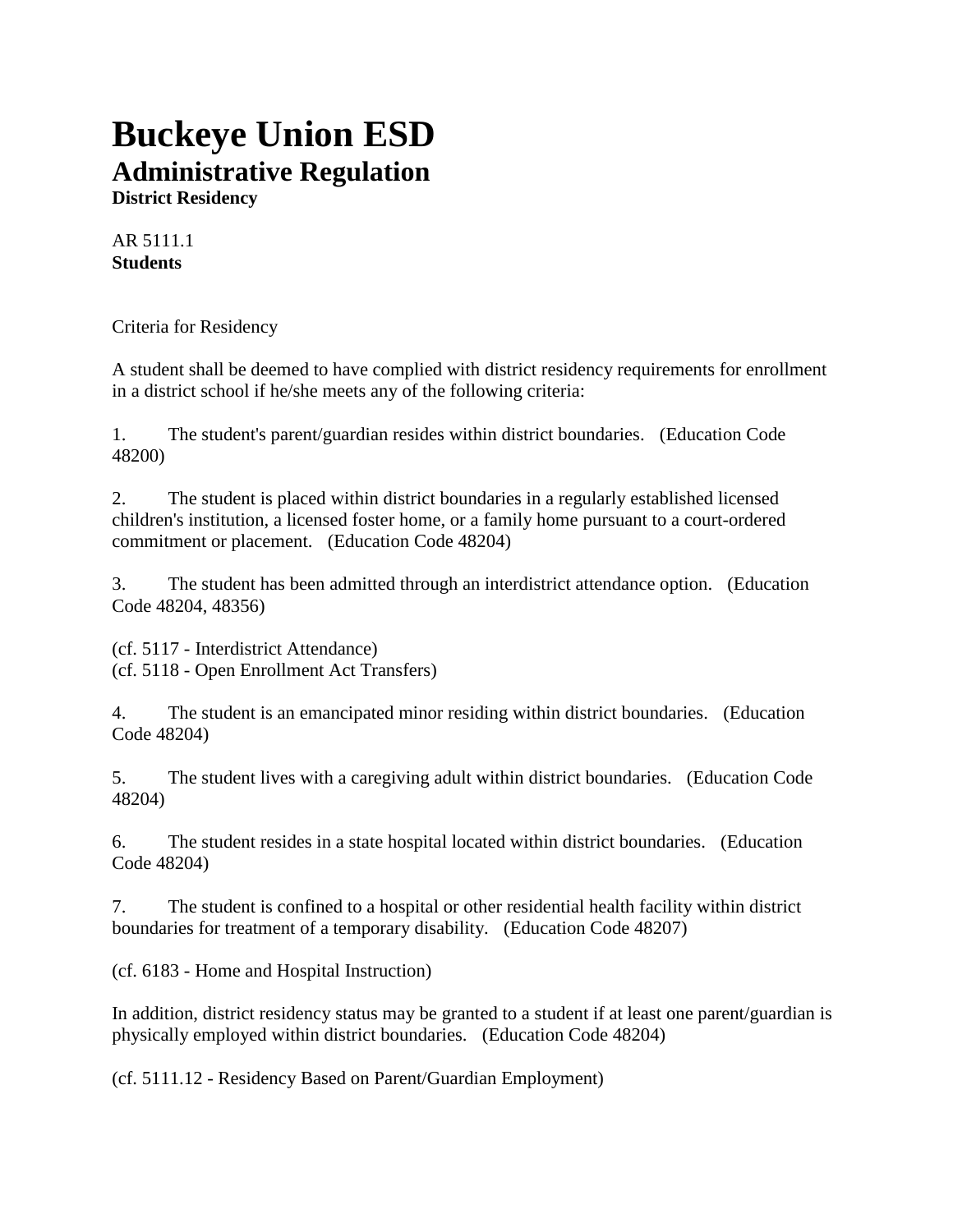# Buckeye Union ESD

## Administrative Regulation

**District Residency**

AR 5111.1
**Students**

Criteria for Residency

A student shall be deemed to have complied with district residency requirements for enrollment in a district school if he/she meets any of the following criteria:

1. The student's parent/guardian resides within district boundaries. (Education Code 48200)

2. The student is placed within district boundaries in a regularly established licensed children's institution, a licensed foster home, or a family home pursuant to a court-ordered commitment or placement. (Education Code 48204)

3. The student has been admitted through an interdistrict attendance option. (Education Code 48204, 48356)

(cf. 5117 - Interdistrict Attendance)
(cf. 5118 - Open Enrollment Act Transfers)

4. The student is an emancipated minor residing within district boundaries. (Education Code 48204)

5. The student lives with a caregiving adult within district boundaries. (Education Code 48204)

6. The student resides in a state hospital located within district boundaries. (Education Code 48204)

7. The student is confined to a hospital or other residential health facility within district boundaries for treatment of a temporary disability. (Education Code 48207)

(cf. 6183 - Home and Hospital Instruction)

In addition, district residency status may be granted to a student if at least one parent/guardian is physically employed within district boundaries. (Education Code 48204)

(cf. 5111.12 - Residency Based on Parent/Guardian Employment)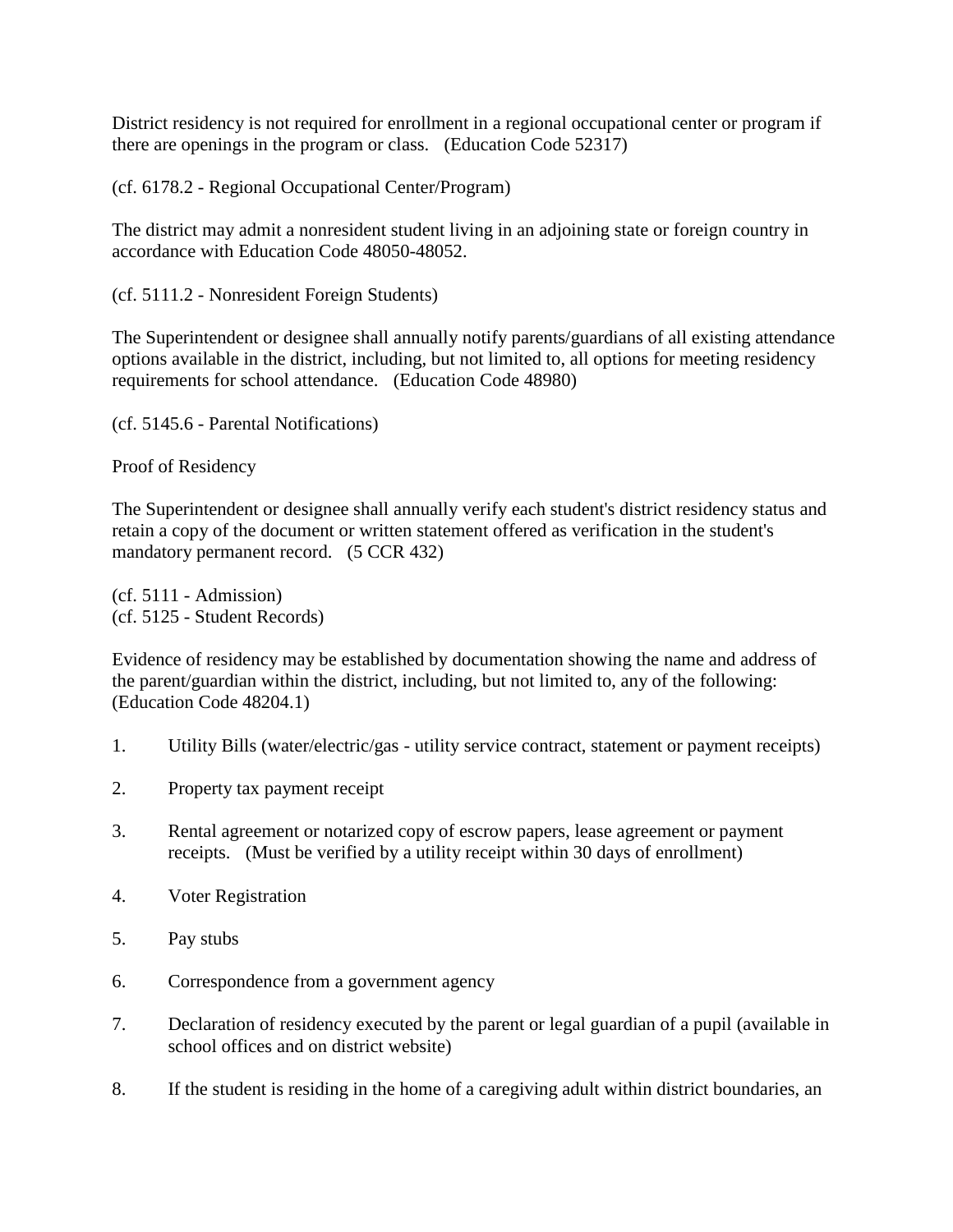District residency is not required for enrollment in a regional occupational center or program if there are openings in the program or class. (Education Code 52317)

(cf. 6178.2 - Regional Occupational Center/Program)

The district may admit a nonresident student living in an adjoining state or foreign country in accordance with Education Code 48050-48052.

(cf. 5111.2 - Nonresident Foreign Students)

The Superintendent or designee shall annually notify parents/guardians of all existing attendance options available in the district, including, but not limited to, all options for meeting residency requirements for school attendance. (Education Code 48980)

(cf. 5145.6 - Parental Notifications)

Proof of Residency

The Superintendent or designee shall annually verify each student's district residency status and retain a copy of the document or written statement offered as verification in the student's mandatory permanent record. (5 CCR 432)

(cf. 5111 - Admission)
(cf. 5125 - Student Records)

Evidence of residency may be established by documentation showing the name and address of the parent/guardian within the district, including, but not limited to, any of the following: (Education Code 48204.1)

1. Utility Bills (water/electric/gas - utility service contract, statement or payment receipts)

2. Property tax payment receipt

3. Rental agreement or notarized copy of escrow papers, lease agreement or payment receipts. (Must be verified by a utility receipt within 30 days of enrollment)

4. Voter Registration

5. Pay stubs

6. Correspondence from a government agency

7. Declaration of residency executed by the parent or legal guardian of a pupil (available in school offices and on district website)

8. If the student is residing in the home of a caregiving adult within district boundaries, an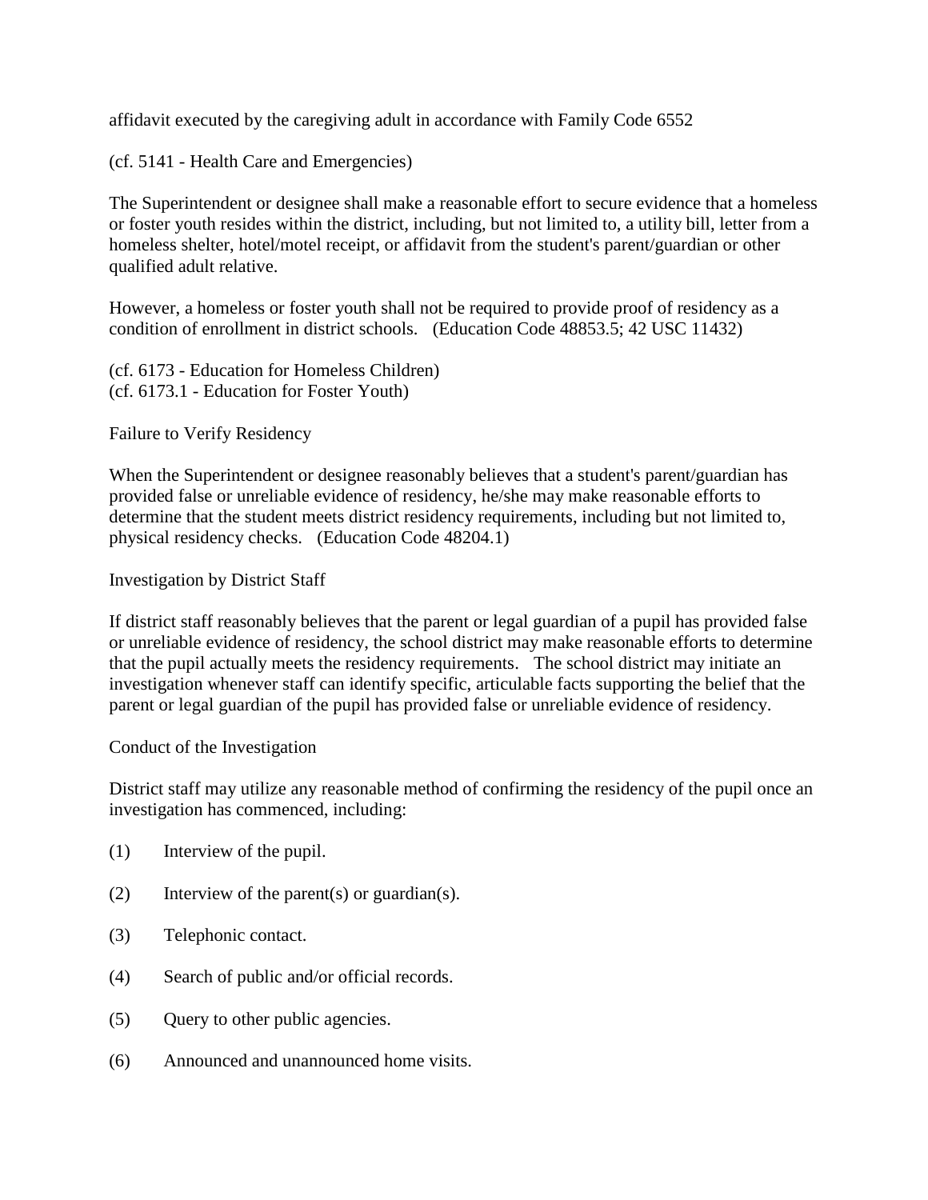affidavit executed by the caregiving adult in accordance with Family Code 6552

(cf. 5141 - Health Care and Emergencies)

The Superintendent or designee shall make a reasonable effort to secure evidence that a homeless or foster youth resides within the district, including, but not limited to, a utility bill, letter from a homeless shelter, hotel/motel receipt, or affidavit from the student's parent/guardian or other qualified adult relative.

However, a homeless or foster youth shall not be required to provide proof of residency as a condition of enrollment in district schools. (Education Code 48853.5; 42 USC 11432)

(cf. 6173 - Education for Homeless Children)
(cf. 6173.1 - Education for Foster Youth)

Failure to Verify Residency

When the Superintendent or designee reasonably believes that a student's parent/guardian has provided false or unreliable evidence of residency, he/she may make reasonable efforts to determine that the student meets district residency requirements, including but not limited to, physical residency checks. (Education Code 48204.1)

Investigation by District Staff

If district staff reasonably believes that the parent or legal guardian of a pupil has provided false or unreliable evidence of residency, the school district may make reasonable efforts to determine that the pupil actually meets the residency requirements. The school district may initiate an investigation whenever staff can identify specific, articulable facts supporting the belief that the parent or legal guardian of the pupil has provided false or unreliable evidence of residency.

Conduct of the Investigation

District staff may utilize any reasonable method of confirming the residency of the pupil once an investigation has commenced, including:

(1) Interview of the pupil.

(2) Interview of the parent(s) or guardian(s).

(3) Telephonic contact.

(4) Search of public and/or official records.

(5) Query to other public agencies.

(6) Announced and unannounced home visits.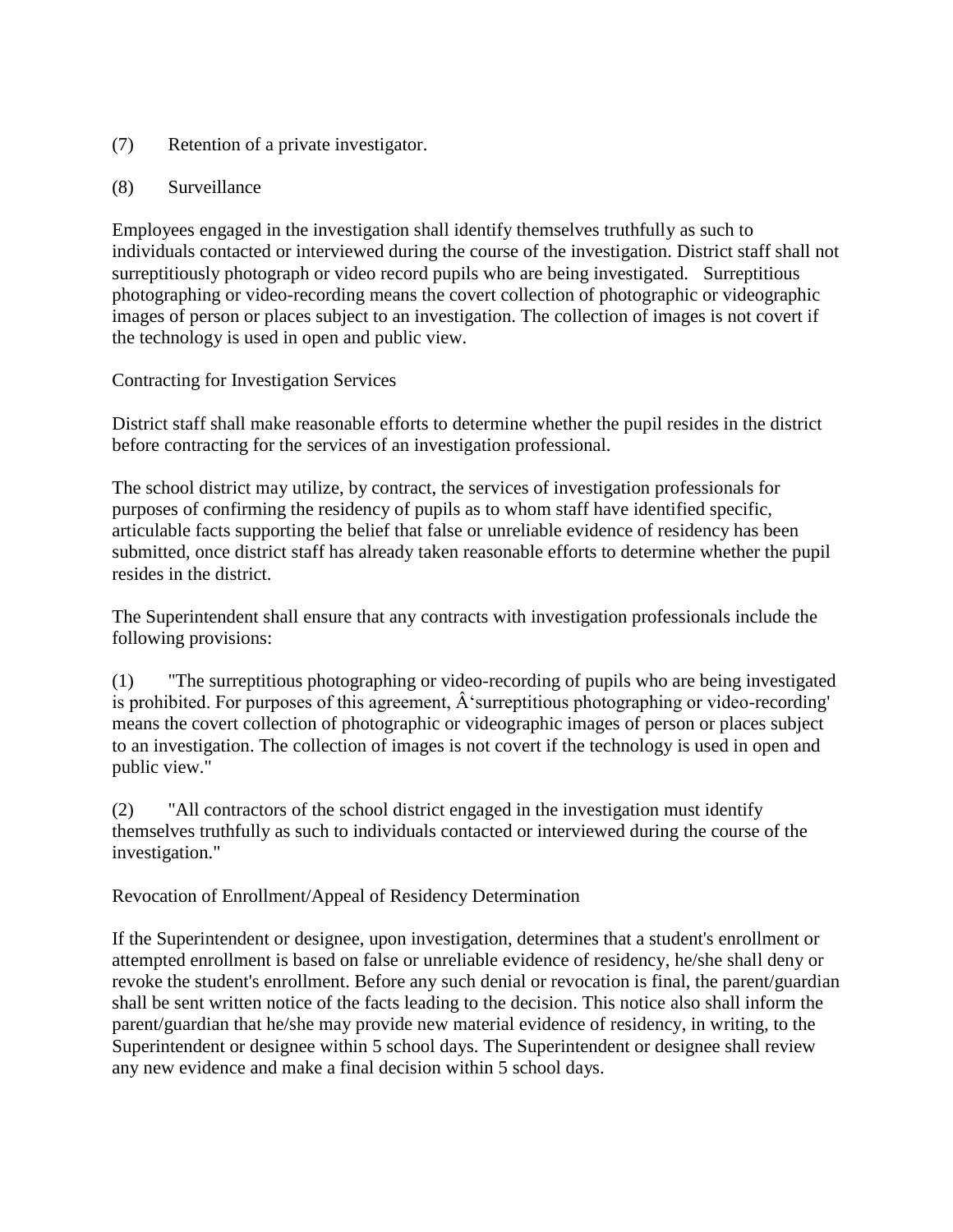(7) Retention of a private investigator.

(8) Surveillance

Employees engaged in the investigation shall identify themselves truthfully as such to individuals contacted or interviewed during the course of the investigation. District staff shall not surreptitiously photograph or video record pupils who are being investigated. Surreptitious photographing or video-recording means the covert collection of photographic or videographic images of person or places subject to an investigation. The collection of images is not covert if the technology is used in open and public view.

Contracting for Investigation Services

District staff shall make reasonable efforts to determine whether the pupil resides in the district before contracting for the services of an investigation professional.

The school district may utilize, by contract, the services of investigation professionals for purposes of confirming the residency of pupils as to whom staff have identified specific, articulable facts supporting the belief that false or unreliable evidence of residency has been submitted, once district staff has already taken reasonable efforts to determine whether the pupil resides in the district.

The Superintendent shall ensure that any contracts with investigation professionals include the following provisions:

(1) "The surreptitious photographing or video-recording of pupils who are being investigated is prohibited. For purposes of this agreement, Â‘surreptitious photographing or video-recording' means the covert collection of photographic or videographic images of person or places subject to an investigation. The collection of images is not covert if the technology is used in open and public view."

(2) "All contractors of the school district engaged in the investigation must identify themselves truthfully as such to individuals contacted or interviewed during the course of the investigation."

Revocation of Enrollment/Appeal of Residency Determination

If the Superintendent or designee, upon investigation, determines that a student's enrollment or attempted enrollment is based on false or unreliable evidence of residency, he/she shall deny or revoke the student's enrollment. Before any such denial or revocation is final, the parent/guardian shall be sent written notice of the facts leading to the decision. This notice also shall inform the parent/guardian that he/she may provide new material evidence of residency, in writing, to the Superintendent or designee within 5 school days. The Superintendent or designee shall review any new evidence and make a final decision within 5 school days.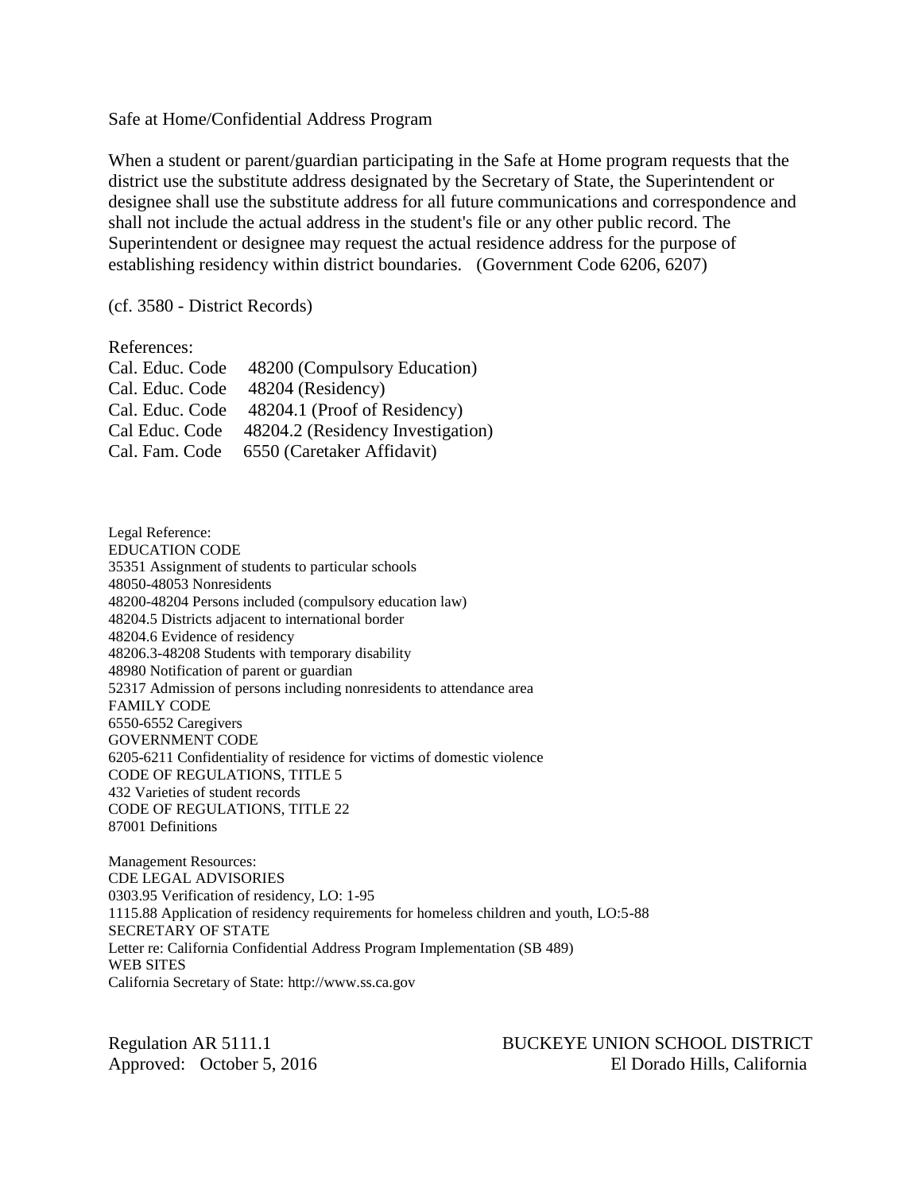Safe at Home/Confidential Address Program

When a student or parent/guardian participating in the Safe at Home program requests that the district use the substitute address designated by the Secretary of State, the Superintendent or designee shall use the substitute address for all future communications and correspondence and shall not include the actual address in the student's file or any other public record. The Superintendent or designee may request the actual residence address for the purpose of establishing residency within district boundaries. (Government Code 6206, 6207)

(cf. 3580 - District Records)

References:
Cal. Educ. Code 48200 (Compulsory Education)
Cal. Educ. Code 48204 (Residency)
Cal. Educ. Code 48204.1 (Proof of Residency)
Cal Educ. Code 48204.2 (Residency Investigation)
Cal. Fam. Code 6550 (Caretaker Affidavit)

Legal Reference:
EDUCATION CODE
35351 Assignment of students to particular schools
48050-48053 Nonresidents
48200-48204 Persons included (compulsory education law)
48204.5 Districts adjacent to international border
48204.6 Evidence of residency
48206.3-48208 Students with temporary disability
48980 Notification of parent or guardian
52317 Admission of persons including nonresidents to attendance area
FAMILY CODE
6550-6552 Caregivers
GOVERNMENT CODE
6205-6211 Confidentiality of residence for victims of domestic violence
CODE OF REGULATIONS, TITLE 5
432 Varieties of student records
CODE OF REGULATIONS, TITLE 22
87001 Definitions

Management Resources:
CDE LEGAL ADVISORIES
0303.95 Verification of residency, LO: 1-95
1115.88 Application of residency requirements for homeless children and youth, LO:5-88
SECRETARY OF STATE
Letter re: California Confidential Address Program Implementation (SB 489)
WEB SITES
California Secretary of State: http://www.ss.ca.gov

Regulation AR 5111.1 BUCKEYE UNION SCHOOL DISTRICT
Approved: October 5, 2016 El Dorado Hills, California